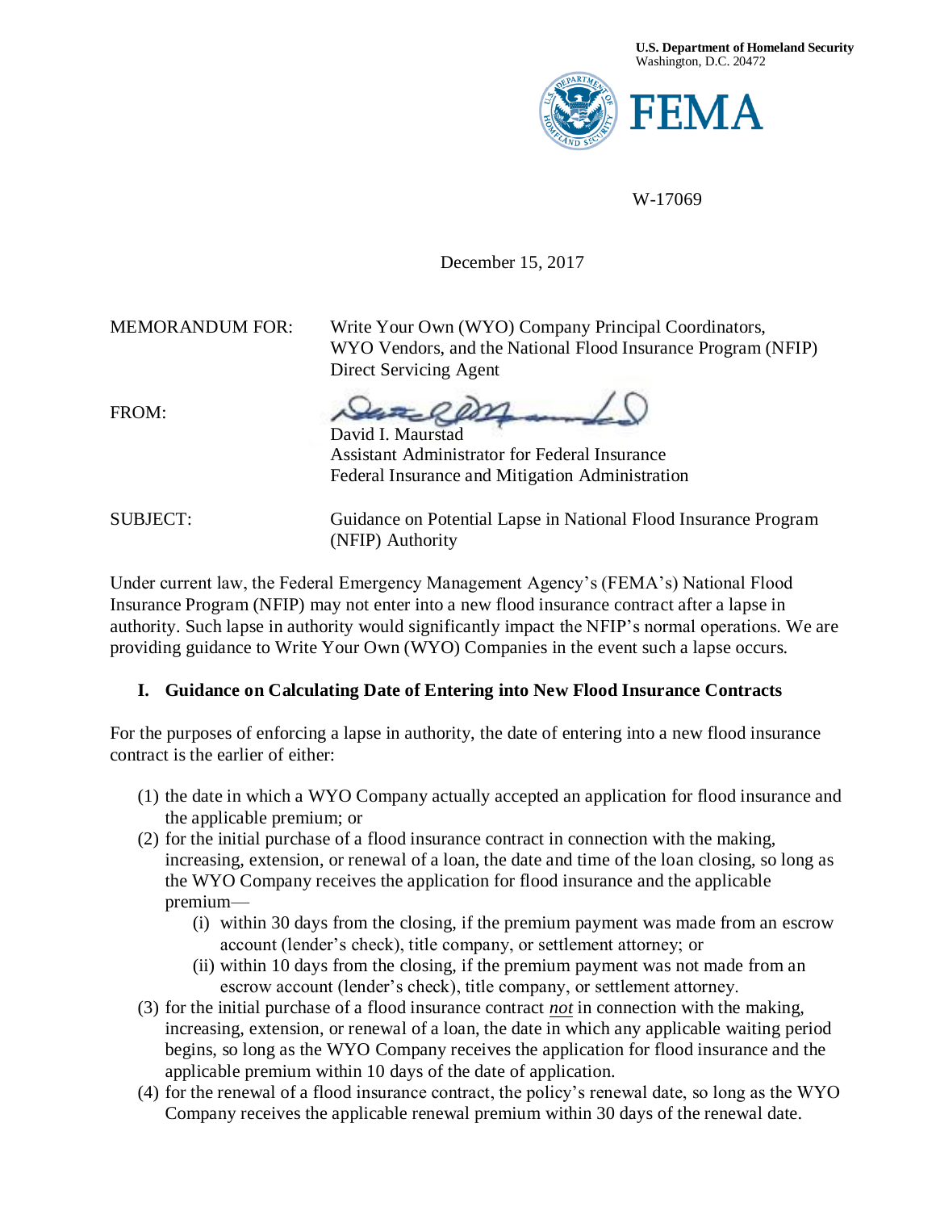U.S. Department of Homeland Security
Washington, D.C. 20472

FEMA

W-17069

December 15, 2017

MEMORANDUM FOR: Write Your Own (WYO) Company Principal Coordinators, WYO Vendors, and the National Flood Insurance Program (NFIP) Direct Servicing Agent

FROM: David I. Maurstad
Assistant Administrator for Federal Insurance
Federal Insurance and Mitigation Administration

SUBJECT: Guidance on Potential Lapse in National Flood Insurance Program (NFIP) Authority

Under current law, the Federal Emergency Management Agency's (FEMA's) National Flood Insurance Program (NFIP) may not enter into a new flood insurance contract after a lapse in authority. Such lapse in authority would significantly impact the NFIP's normal operations. We are providing guidance to Write Your Own (WYO) Companies in the event such a lapse occurs.

## I. Guidance on Calculating Date of Entering into New Flood Insurance Contracts

For the purposes of enforcing a lapse in authority, the date of entering into a new flood insurance contract is the earlier of either:

(1) the date in which a WYO Company actually accepted an application for flood insurance and the applicable premium; or

(2) for the initial purchase of a flood insurance contract in connection with the making, increasing, extension, or renewal of a loan, the date and time of the loan closing, so long as the WYO Company receives the application for flood insurance and the applicable premium—
   - (i) within 30 days from the closing, if the premium payment was made from an escrow account (lender's check), title company, or settlement attorney; or
   - (ii) within 10 days from the closing, if the premium payment was not made from an escrow account (lender's check), title company, or settlement attorney.

(3) for the initial purchase of a flood insurance contract *not* in connection with the making, increasing, extension, or renewal of a loan, the date in which any applicable waiting period begins, so long as the WYO Company receives the application for flood insurance and the applicable premium within 10 days of the date of application.

(4) for the renewal of a flood insurance contract, the policy's renewal date, so long as the WYO Company receives the applicable renewal premium within 30 days of the renewal date.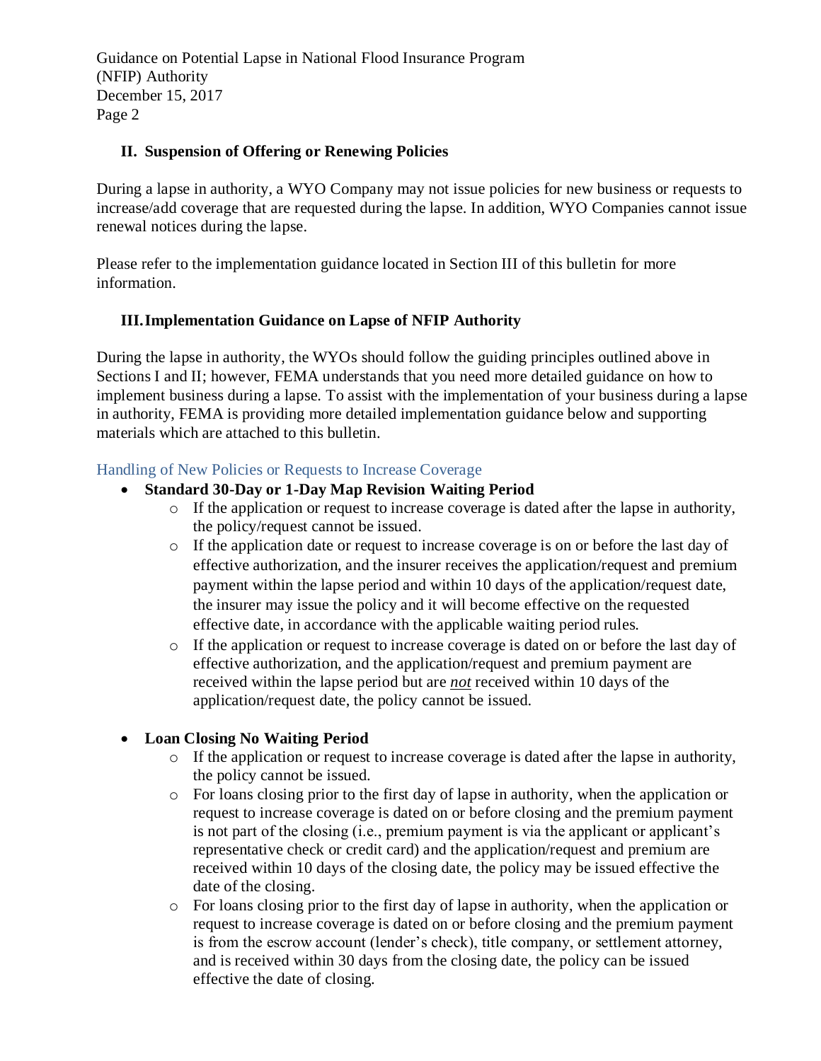## II. Suspension of Offering or Renewing Policies

During a lapse in authority, a WYO Company may not issue policies for new business or requests to increase/add coverage that are requested during the lapse. In addition, WYO Companies cannot issue renewal notices during the lapse.

Please refer to the implementation guidance located in Section III of this bulletin for more information.

## III. Implementation Guidance on Lapse of NFIP Authority

During the lapse in authority, the WYOs should follow the guiding principles outlined above in Sections I and II; however, FEMA understands that you need more detailed guidance on how to implement business during a lapse. To assist with the implementation of your business during a lapse in authority, FEMA is providing more detailed implementation guidance below and supporting materials which are attached to this bulletin.

### Handling of New Policies or Requests to Increase Coverage

- **Standard 30-Day or 1-Day Map Revision Waiting Period**
  - If the application or request to increase coverage is dated after the lapse in authority, the policy/request cannot be issued.
  - If the application date or request to increase coverage is on or before the last day of effective authorization, and the insurer receives the application/request and premium payment within the lapse period and within 10 days of the application/request date, the insurer may issue the policy and it will become effective on the requested effective date, in accordance with the applicable waiting period rules.
  - If the application or request to increase coverage is dated on or before the last day of effective authorization, and the application/request and premium payment are received within the lapse period but are ***not*** received within 10 days of the application/request date, the policy cannot be issued.

- **Loan Closing No Waiting Period**
  - If the application or request to increase coverage is dated after the lapse in authority, the policy cannot be issued.
  - For loans closing prior to the first day of lapse in authority, when the application or request to increase coverage is dated on or before closing and the premium payment is not part of the closing (i.e., premium payment is via the applicant or applicant's representative check or credit card) and the application/request and premium are received within 10 days of the closing date, the policy may be issued effective the date of the closing.
  - For loans closing prior to the first day of lapse in authority, when the application or request to increase coverage is dated on or before closing and the premium payment is from the escrow account (lender's check), title company, or settlement attorney, and is received within 30 days from the closing date, the policy can be issued effective the date of closing.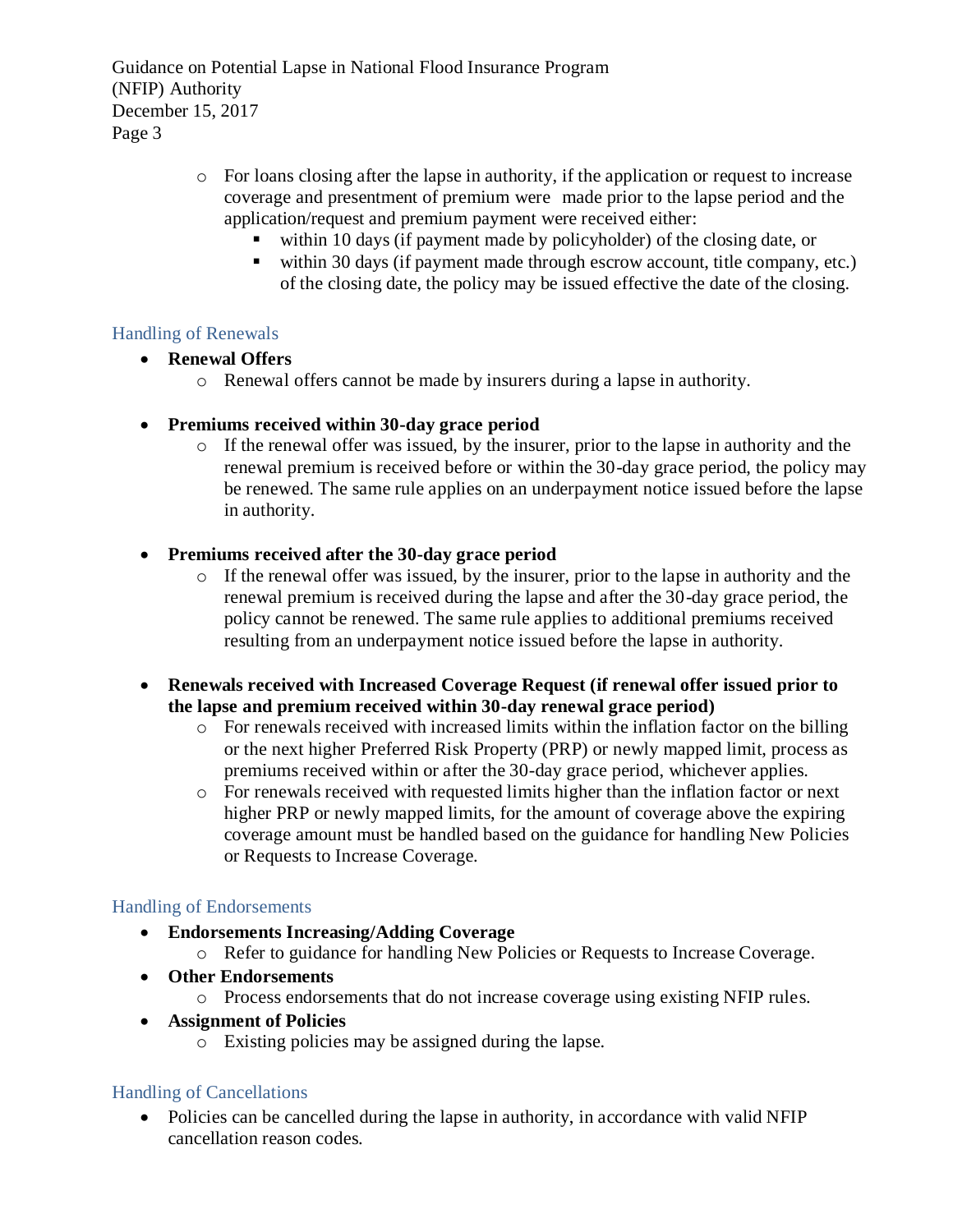- For loans closing after the lapse in authority, if the application or request to increase coverage and presentment of premium were made prior to the lapse period and the application/request and premium payment were received either:
  - within 10 days (if payment made by policyholder) of the closing date, or
  - within 30 days (if payment made through escrow account, title company, etc.) of the closing date, the policy may be issued effective the date of the closing.

## Handling of Renewals

- **Renewal Offers**
  - Renewal offers cannot be made by insurers during a lapse in authority.

- **Premiums received within 30-day grace period**
  - If the renewal offer was issued, by the insurer, prior to the lapse in authority and the renewal premium is received before or within the 30-day grace period, the policy may be renewed. The same rule applies on an underpayment notice issued before the lapse in authority.

- **Premiums received after the 30-day grace period**
  - If the renewal offer was issued, by the insurer, prior to the lapse in authority and the renewal premium is received during the lapse and after the 30-day grace period, the policy cannot be renewed. The same rule applies to additional premiums received resulting from an underpayment notice issued before the lapse in authority.

- **Renewals received with Increased Coverage Request (if renewal offer issued prior to the lapse and premium received within 30-day renewal grace period)**
  - For renewals received with increased limits within the inflation factor on the billing or the next higher Preferred Risk Property (PRP) or newly mapped limit, process as premiums received within or after the 30-day grace period, whichever applies.
  - For renewals received with requested limits higher than the inflation factor or next higher PRP or newly mapped limits, for the amount of coverage above the expiring coverage amount must be handled based on the guidance for handling New Policies or Requests to Increase Coverage.

## Handling of Endorsements

- **Endorsements Increasing/Adding Coverage**
  - Refer to guidance for handling New Policies or Requests to Increase Coverage.
- **Other Endorsements**
  - Process endorsements that do not increase coverage using existing NFIP rules.
- **Assignment of Policies**
  - Existing policies may be assigned during the lapse.

## Handling of Cancellations

- Policies can be cancelled during the lapse in authority, in accordance with valid NFIP cancellation reason codes.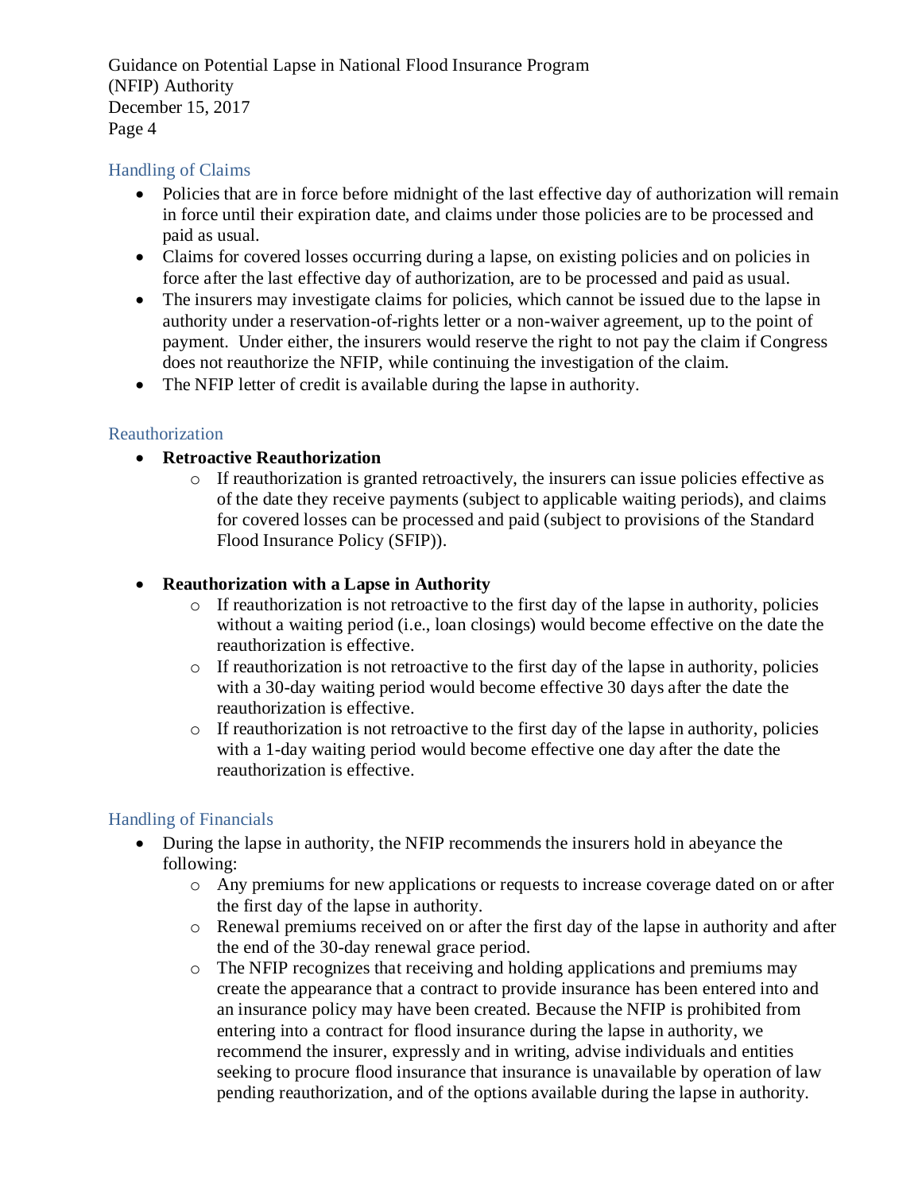## Handling of Claims

- Policies that are in force before midnight of the last effective day of authorization will remain in force until their expiration date, and claims under those policies are to be processed and paid as usual.
- Claims for covered losses occurring during a lapse, on existing policies and on policies in force after the last effective day of authorization, are to be processed and paid as usual.
- The insurers may investigate claims for policies, which cannot be issued due to the lapse in authority under a reservation-of-rights letter or a non-waiver agreement, up to the point of payment. Under either, the insurers would reserve the right to not pay the claim if Congress does not reauthorize the NFIP, while continuing the investigation of the claim.
- The NFIP letter of credit is available during the lapse in authority.

## Reauthorization

- **Retroactive Reauthorization**
  - If reauthorization is granted retroactively, the insurers can issue policies effective as of the date they receive payments (subject to applicable waiting periods), and claims for covered losses can be processed and paid (subject to provisions of the Standard Flood Insurance Policy (SFIP)).

- **Reauthorization with a Lapse in Authority**
  - If reauthorization is not retroactive to the first day of the lapse in authority, policies without a waiting period (i.e., loan closings) would become effective on the date the reauthorization is effective.
  - If reauthorization is not retroactive to the first day of the lapse in authority, policies with a 30-day waiting period would become effective 30 days after the date the reauthorization is effective.
  - If reauthorization is not retroactive to the first day of the lapse in authority, policies with a 1-day waiting period would become effective one day after the date the reauthorization is effective.

## Handling of Financials

- During the lapse in authority, the NFIP recommends the insurers hold in abeyance the following:
  - Any premiums for new applications or requests to increase coverage dated on or after the first day of the lapse in authority.
  - Renewal premiums received on or after the first day of the lapse in authority and after the end of the 30-day renewal grace period.
  - The NFIP recognizes that receiving and holding applications and premiums may create the appearance that a contract to provide insurance has been entered into and an insurance policy may have been created. Because the NFIP is prohibited from entering into a contract for flood insurance during the lapse in authority, we recommend the insurer, expressly and in writing, advise individuals and entities seeking to procure flood insurance that insurance is unavailable by operation of law pending reauthorization, and of the options available during the lapse in authority.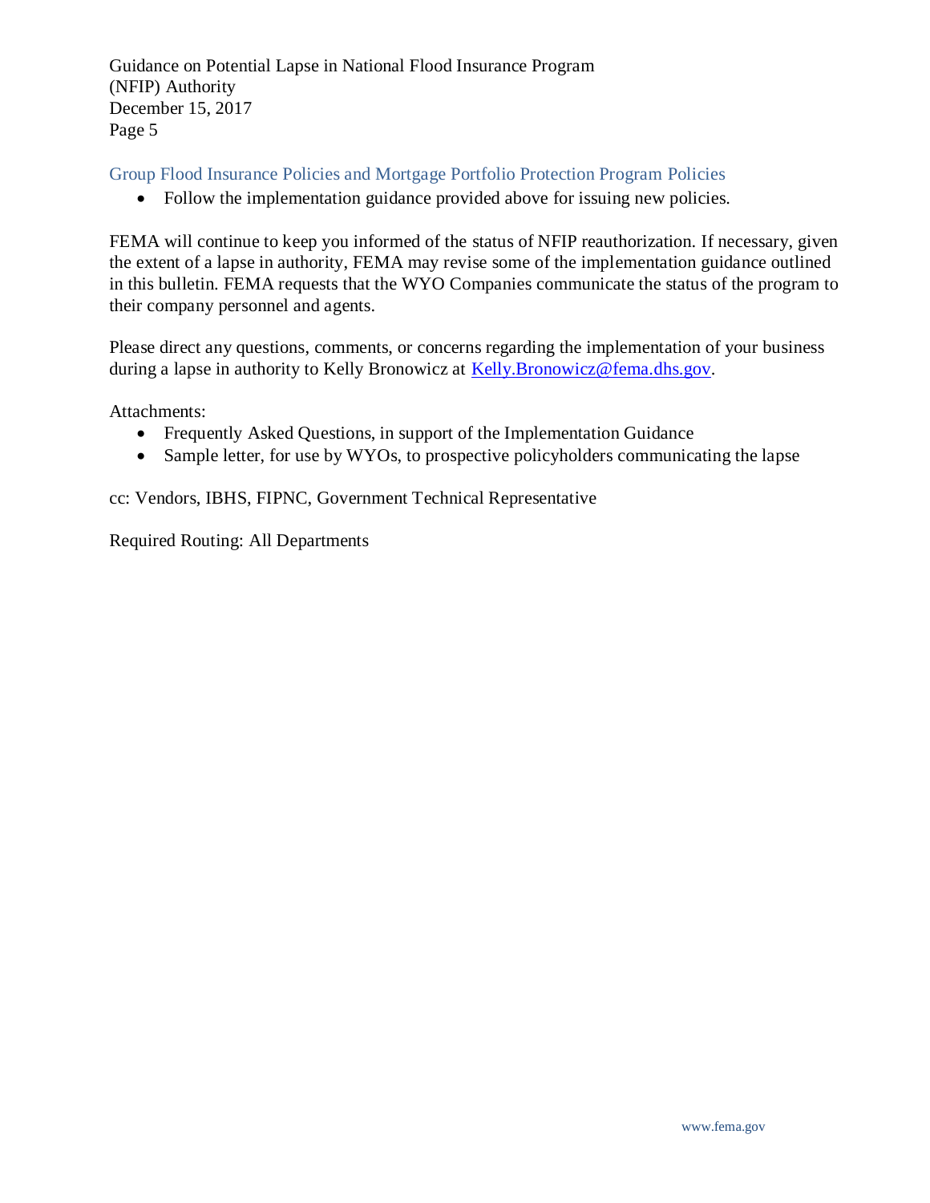### Group Flood Insurance Policies and Mortgage Portfolio Protection Program Policies

- Follow the implementation guidance provided above for issuing new policies.

FEMA will continue to keep you informed of the status of NFIP reauthorization. If necessary, given the extent of a lapse in authority, FEMA may revise some of the implementation guidance outlined in this bulletin. FEMA requests that the WYO Companies communicate the status of the program to their company personnel and agents.

Please direct any questions, comments, or concerns regarding the implementation of your business during a lapse in authority to Kelly Bronowicz at Kelly.Bronowicz@fema.dhs.gov.

Attachments:

- Frequently Asked Questions, in support of the Implementation Guidance
- Sample letter, for use by WYOs, to prospective policyholders communicating the lapse

cc: Vendors, IBHS, FIPNC, Government Technical Representative

Required Routing: All Departments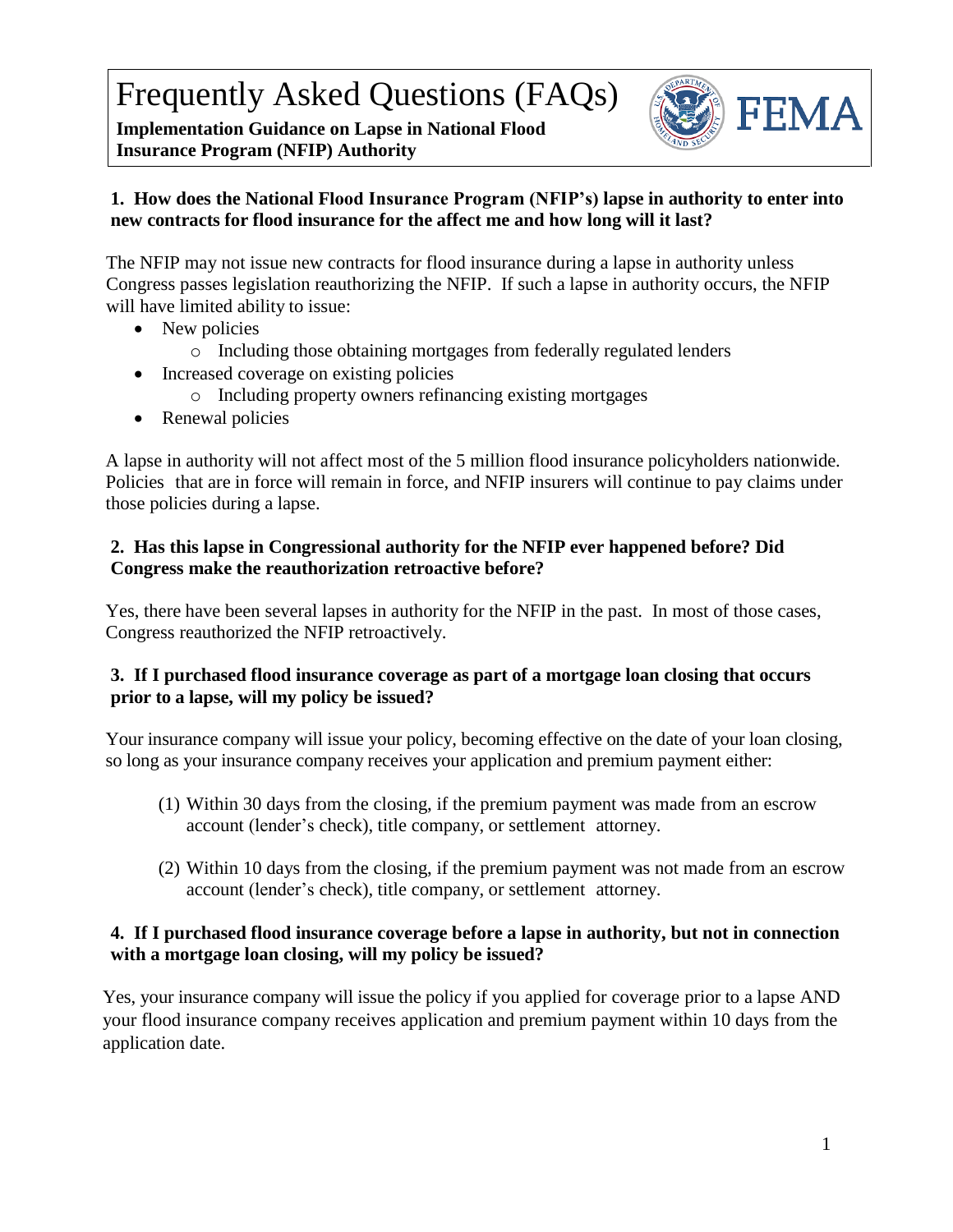# Frequently Asked Questions (FAQs)

**Implementation Guidance on Lapse in National Flood Insurance Program (NFIP) Authority**

**1. How does the National Flood Insurance Program (NFIP's) lapse in authority to enter into new contracts for flood insurance for the affect me and how long will it last?**

The NFIP may not issue new contracts for flood insurance during a lapse in authority unless Congress passes legislation reauthorizing the NFIP. If such a lapse in authority occurs, the NFIP will have limited ability to issue:

- New policies
  - Including those obtaining mortgages from federally regulated lenders
- Increased coverage on existing policies
  - Including property owners refinancing existing mortgages
- Renewal policies

A lapse in authority will not affect most of the 5 million flood insurance policyholders nationwide. Policies that are in force will remain in force, and NFIP insurers will continue to pay claims under those policies during a lapse.

**2. Has this lapse in Congressional authority for the NFIP ever happened before? Did Congress make the reauthorization retroactive before?**

Yes, there have been several lapses in authority for the NFIP in the past. In most of those cases, Congress reauthorized the NFIP retroactively.

**3. If I purchased flood insurance coverage as part of a mortgage loan closing that occurs prior to a lapse, will my policy be issued?**

Your insurance company will issue your policy, becoming effective on the date of your loan closing, so long as your insurance company receives your application and premium payment either:

(1) Within 30 days from the closing, if the premium payment was made from an escrow account (lender's check), title company, or settlement attorney.

(2) Within 10 days from the closing, if the premium payment was not made from an escrow account (lender's check), title company, or settlement attorney.

**4. If I purchased flood insurance coverage before a lapse in authority, but not in connection with a mortgage loan closing, will my policy be issued?**

Yes, your insurance company will issue the policy if you applied for coverage prior to a lapse AND your flood insurance company receives application and premium payment within 10 days from the application date.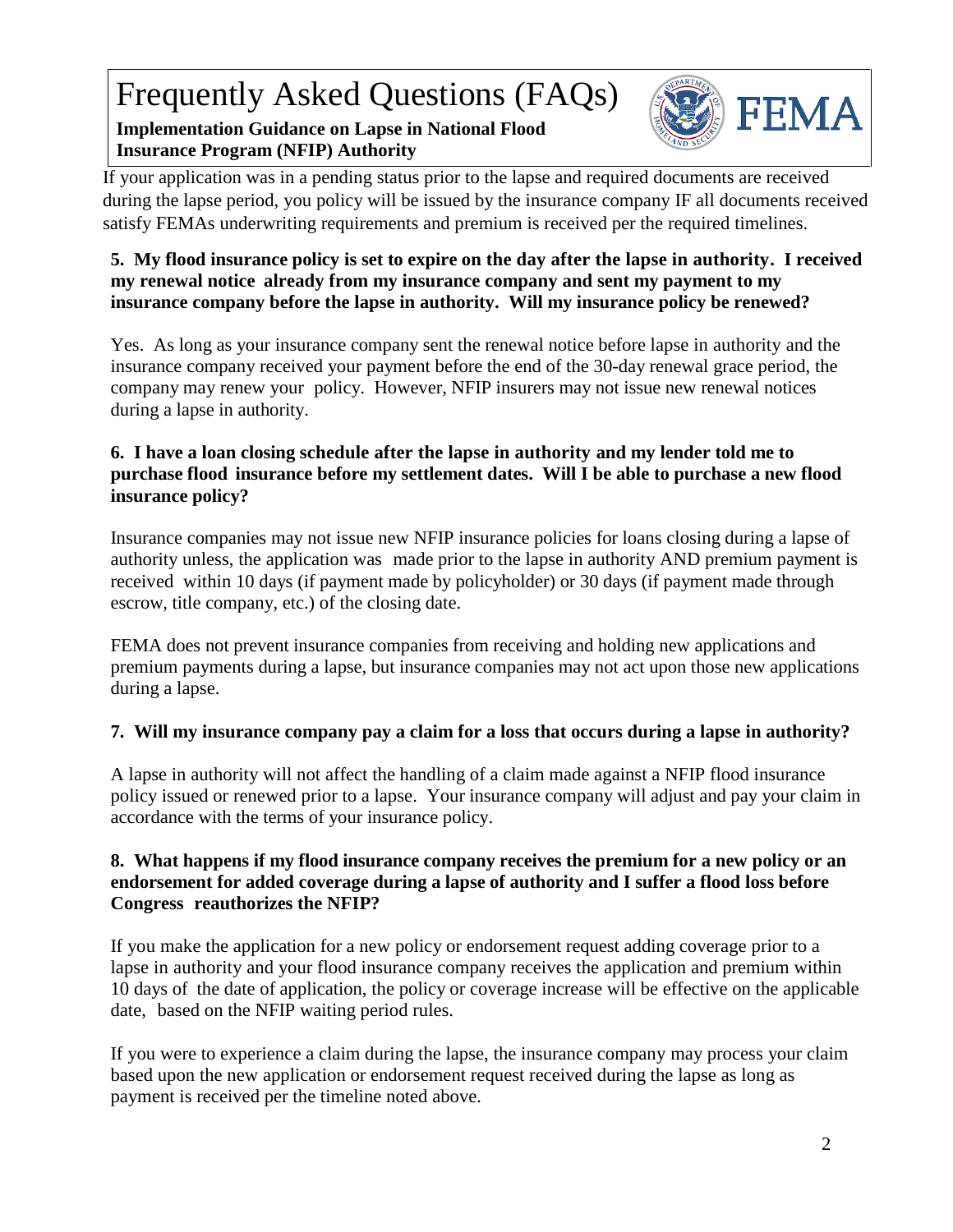If your application was in a pending status prior to the lapse and required documents are received during the lapse period, you policy will be issued by the insurance company IF all documents received satisfy FEMAs underwriting requirements and premium is received per the required timelines.

**5. My flood insurance policy is set to expire on the day after the lapse in authority. I received my renewal notice already from my insurance company and sent my payment to my insurance company before the lapse in authority. Will my insurance policy be renewed?**

Yes. As long as your insurance company sent the renewal notice before lapse in authority and the insurance company received your payment before the end of the 30-day renewal grace period, the company may renew your policy. However, NFIP insurers may not issue new renewal notices during a lapse in authority.

**6. I have a loan closing schedule after the lapse in authority and my lender told me to purchase flood insurance before my settlement dates. Will I be able to purchase a new flood insurance policy?**

Insurance companies may not issue new NFIP insurance policies for loans closing during a lapse of authority unless, the application was made prior to the lapse in authority AND premium payment is received within 10 days (if payment made by policyholder) or 30 days (if payment made through escrow, title company, etc.) of the closing date.

FEMA does not prevent insurance companies from receiving and holding new applications and premium payments during a lapse, but insurance companies may not act upon those new applications during a lapse.

**7. Will my insurance company pay a claim for a loss that occurs during a lapse in authority?**

A lapse in authority will not affect the handling of a claim made against a NFIP flood insurance policy issued or renewed prior to a lapse. Your insurance company will adjust and pay your claim in accordance with the terms of your insurance policy.

**8. What happens if my flood insurance company receives the premium for a new policy or an endorsement for added coverage during a lapse of authority and I suffer a flood loss before Congress reauthorizes the NFIP?**

If you make the application for a new policy or endorsement request adding coverage prior to a lapse in authority and your flood insurance company receives the application and premium within 10 days of the date of application, the policy or coverage increase will be effective on the applicable date, based on the NFIP waiting period rules.

If you were to experience a claim during the lapse, the insurance company may process your claim based upon the new application or endorsement request received during the lapse as long as payment is received per the timeline noted above.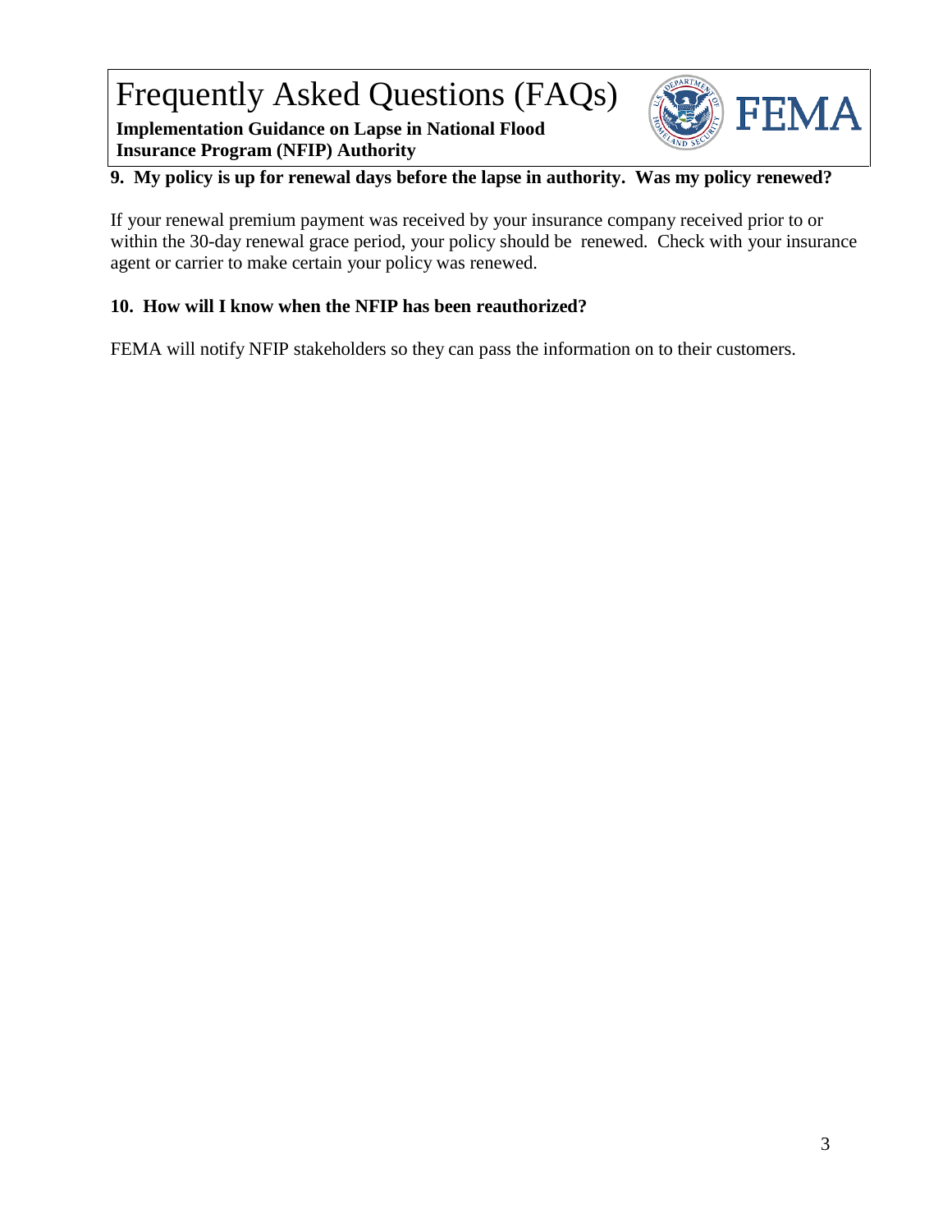**9. My policy is up for renewal days before the lapse in authority. Was my policy renewed?**

If your renewal premium payment was received by your insurance company received prior to or within the 30-day renewal grace period, your policy should be renewed. Check with your insurance agent or carrier to make certain your policy was renewed.

**10. How will I know when the NFIP has been reauthorized?**

FEMA will notify NFIP stakeholders so they can pass the information on to their customers.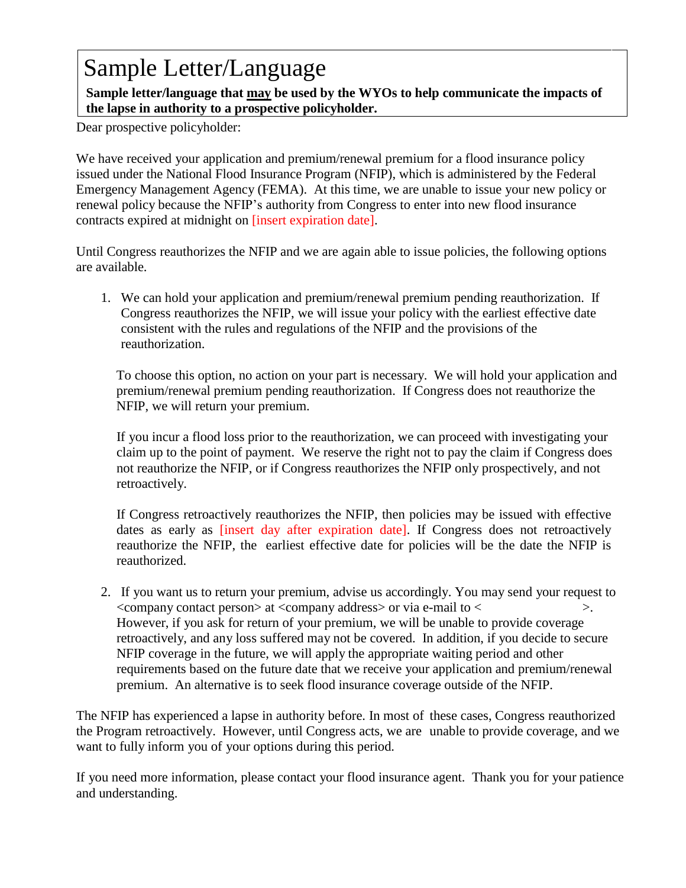# Sample Letter/Language

**Sample letter/language that <u>may</u> be used by the WYOs to help communicate the impacts of the lapse in authority to a prospective policyholder.**

Dear prospective policyholder:

We have received your application and premium/renewal premium for a flood insurance policy issued under the National Flood Insurance Program (NFIP), which is administered by the Federal Emergency Management Agency (FEMA). At this time, we are unable to issue your new policy or renewal policy because the NFIP's authority from Congress to enter into new flood insurance contracts expired at midnight on [insert expiration date].

Until Congress reauthorizes the NFIP and we are again able to issue policies, the following options are available.

1. We can hold your application and premium/renewal premium pending reauthorization. If Congress reauthorizes the NFIP, we will issue your policy with the earliest effective date consistent with the rules and regulations of the NFIP and the provisions of the reauthorization.

   To choose this option, no action on your part is necessary. We will hold your application and premium/renewal premium pending reauthorization. If Congress does not reauthorize the NFIP, we will return your premium.

   If you incur a flood loss prior to the reauthorization, we can proceed with investigating your claim up to the point of payment. We reserve the right not to pay the claim if Congress does not reauthorize the NFIP, or if Congress reauthorizes the NFIP only prospectively, and not retroactively.

   If Congress retroactively reauthorizes the NFIP, then policies may be issued with effective dates as early as [insert day after expiration date]. If Congress does not retroactively reauthorize the NFIP, the earliest effective date for policies will be the date the NFIP is reauthorized.

2. If you want us to return your premium, advise us accordingly. You may send your request to <company contact person> at <company address> or via e-mail to < >. However, if you ask for return of your premium, we will be unable to provide coverage retroactively, and any loss suffered may not be covered. In addition, if you decide to secure NFIP coverage in the future, we will apply the appropriate waiting period and other requirements based on the future date that we receive your application and premium/renewal premium. An alternative is to seek flood insurance coverage outside of the NFIP.

The NFIP has experienced a lapse in authority before. In most of these cases, Congress reauthorized the Program retroactively. However, until Congress acts, we are unable to provide coverage, and we want to fully inform you of your options during this period.

If you need more information, please contact your flood insurance agent. Thank you for your patience and understanding.